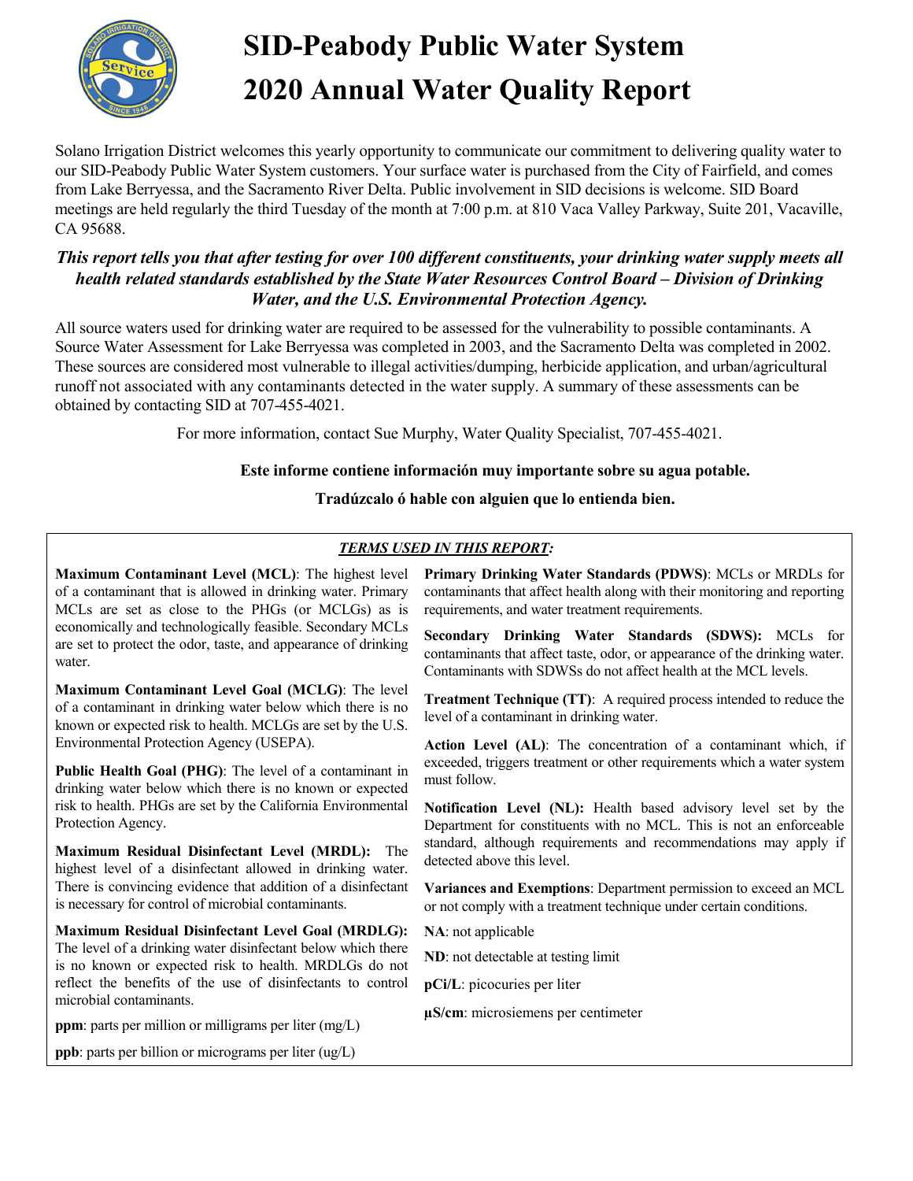# SID-Peabody Public Water System
# 2020 Annual Water Quality Report

Solano Irrigation District welcomes this yearly opportunity to communicate our commitment to delivering quality water to our SID-Peabody Public Water System customers. Your surface water is purchased from the City of Fairfield, and comes from Lake Berryessa, and the Sacramento River Delta. Public involvement in SID decisions is welcome. SID Board meetings are held regularly the third Tuesday of the month at 7:00 p.m. at 810 Vaca Valley Parkway, Suite 201, Vacaville, CA 95688.

***This report tells you that after testing for over 100 different constituents, your drinking water supply meets all health related standards established by the State Water Resources Control Board – Division of Drinking Water, and the U.S. Environmental Protection Agency.***

All source waters used for drinking water are required to be assessed for the vulnerability to possible contaminants. A Source Water Assessment for Lake Berryessa was completed in 2003, and the Sacramento Delta was completed in 2002. These sources are considered most vulnerable to illegal activities/dumping, herbicide application, and urban/agricultural runoff not associated with any contaminants detected in the water supply. A summary of these assessments can be obtained by contacting SID at 707-455-4021.

For more information, contact Sue Murphy, Water Quality Specialist, 707-455-4021.

**Este informe contiene información muy importante sobre su agua potable.**

**Tradúzcalo ó hable con alguien que lo entienda bien.**

***TERMS USED IN THIS REPORT:***

**Maximum Contaminant Level (MCL)**: The highest level of a contaminant that is allowed in drinking water. Primary MCLs are set as close to the PHGs (or MCLGs) as is economically and technologically feasible. Secondary MCLs are set to protect the odor, taste, and appearance of drinking water.

**Maximum Contaminant Level Goal (MCLG)**: The level of a contaminant in drinking water below which there is no known or expected risk to health. MCLGs are set by the U.S. Environmental Protection Agency (USEPA).

**Public Health Goal (PHG)**: The level of a contaminant in drinking water below which there is no known or expected risk to health. PHGs are set by the California Environmental Protection Agency.

**Maximum Residual Disinfectant Level (MRDL):** The highest level of a disinfectant allowed in drinking water. There is convincing evidence that addition of a disinfectant is necessary for control of microbial contaminants.

**Maximum Residual Disinfectant Level Goal (MRDLG):** The level of a drinking water disinfectant below which there is no known or expected risk to health. MRDLGs do not reflect the benefits of the use of disinfectants to control microbial contaminants.

**ppm**: parts per million or milligrams per liter (mg/L)

**ppb**: parts per billion or micrograms per liter (ug/L)

**Primary Drinking Water Standards (PDWS)**: MCLs or MRDLs for contaminants that affect health along with their monitoring and reporting requirements, and water treatment requirements.

**Secondary Drinking Water Standards (SDWS):** MCLs for contaminants that affect taste, odor, or appearance of the drinking water. Contaminants with SDWSs do not affect health at the MCL levels.

**Treatment Technique (TT)**: A required process intended to reduce the level of a contaminant in drinking water.

**Action Level (AL)**: The concentration of a contaminant which, if exceeded, triggers treatment or other requirements which a water system must follow.

**Notification Level (NL):** Health based advisory level set by the Department for constituents with no MCL. This is not an enforceable standard, although requirements and recommendations may apply if detected above this level.

**Variances and Exemptions**: Department permission to exceed an MCL or not comply with a treatment technique under certain conditions.

**NA**: not applicable

**ND**: not detectable at testing limit

**pCi/L**: picocuries per liter

**µS/cm**: microsiemens per centimeter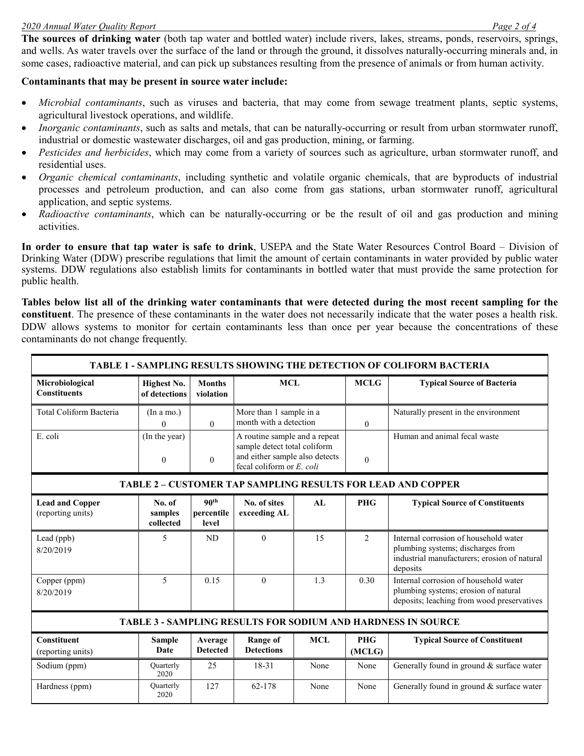**The sources of drinking water** (both tap water and bottled water) include rivers, lakes, streams, ponds, reservoirs, springs, and wells. As water travels over the surface of the land or through the ground, it dissolves naturally-occurring minerals and, in some cases, radioactive material, and can pick up substances resulting from the presence of animals or from human activity.

**Contaminants that may be present in source water include:**

- *Microbial contaminants*, such as viruses and bacteria, that may come from sewage treatment plants, septic systems, agricultural livestock operations, and wildlife.
- *Inorganic contaminants*, such as salts and metals, that can be naturally-occurring or result from urban stormwater runoff, industrial or domestic wastewater discharges, oil and gas production, mining, or farming.
- *Pesticides and herbicides*, which may come from a variety of sources such as agriculture, urban stormwater runoff, and residential uses.
- *Organic chemical contaminants*, including synthetic and volatile organic chemicals, that are byproducts of industrial processes and petroleum production, and can also come from gas stations, urban stormwater runoff, agricultural application, and septic systems.
- *Radioactive contaminants*, which can be naturally-occurring or be the result of oil and gas production and mining activities.

**In order to ensure that tap water is safe to drink**, USEPA and the State Water Resources Control Board – Division of Drinking Water (DDW) prescribe regulations that limit the amount of certain contaminants in water provided by public water systems. DDW regulations also establish limits for contaminants in bottled water that must provide the same protection for public health.

**Tables below list all of the drinking water contaminants that were detected during the most recent sampling for the constituent**. The presence of these contaminants in the water does not necessarily indicate that the water poses a health risk. DDW allows systems to monitor for certain contaminants less than once per year because the concentrations of these contaminants do not change frequently.

**TABLE 1 - SAMPLING RESULTS SHOWING THE DETECTION OF COLIFORM BACTERIA**

| Microbiological Constituents | Highest No. of detections | Months violation | MCL | MCLG | Typical Source of Bacteria |
|---|---|---|---|---|---|
| Total Coliform Bacteria | (In a mo.) 0 | 0 | More than 1 sample in a month with a detection | 0 | Naturally present in the environment |
| E. coli | (In the year) 0 | 0 | A routine sample and a repeat sample detect total coliform and either sample also detects fecal coliform or *E. coli* | 0 | Human and animal fecal waste |

**TABLE 2 – CUSTOMER TAP SAMPLING RESULTS FOR LEAD AND COPPER**

| Lead and Copper (reporting units) | No. of samples collected | 90th percentile level | No. of sites exceeding AL | AL | PHG | Typical Source of Constituents |
|---|---|---|---|---|---|---|
| Lead (ppb) 8/20/2019 | 5 | ND | 0 | 15 | 2 | Internal corrosion of household water plumbing systems; discharges from industrial manufacturers; erosion of natural deposits |
| Copper (ppm) 8/20/2019 | 5 | 0.15 | 0 | 1.3 | 0.30 | Internal corrosion of household water plumbing systems; erosion of natural deposits; leaching from wood preservatives |

**TABLE 3 - SAMPLING RESULTS FOR SODIUM AND HARDNESS IN SOURCE**

| Constituent (reporting units) | Sample Date | Average Detected | Range of Detections | MCL | PHG (MCLG) | Typical Source of Constituent |
|---|---|---|---|---|---|---|
| Sodium (ppm) | Quarterly 2020 | 25 | 18-31 | None | None | Generally found in ground & surface water |
| Hardness (ppm) | Quarterly 2020 | 127 | 62-178 | None | None | Generally found in ground & surface water |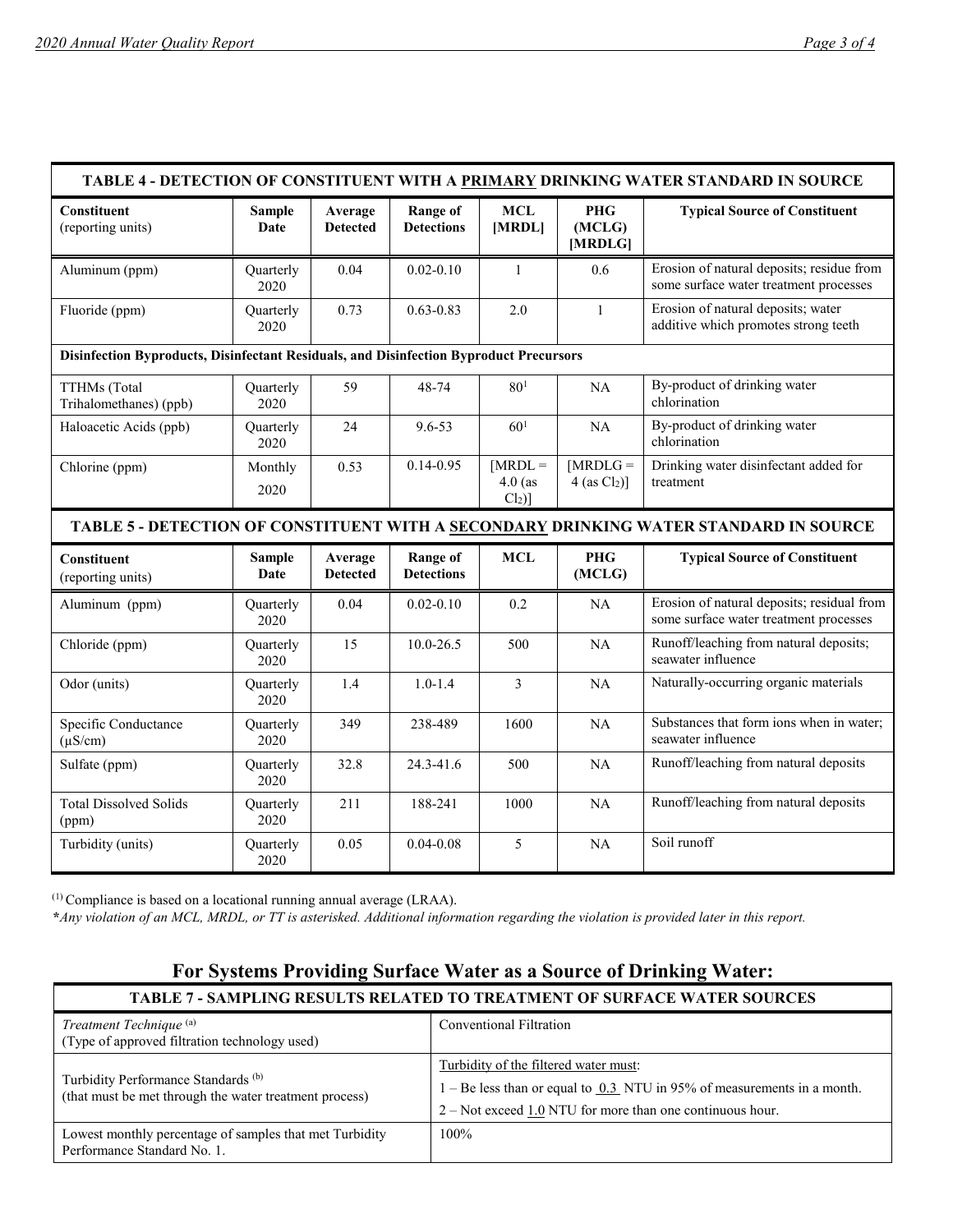| TABLE 4 - DETECTION OF CONSTITUENT WITH A PRIMARY DRINKING WATER STANDARD IN SOURCE | | | | | | |
|---|---|---|---|---|---|---|
| **Constituent** (reporting units) | **Sample Date** | **Average Detected** | **Range of Detections** | **MCL [MRDL]** | **PHG (MCLG) [MRDLG]** | **Typical Source of Constituent** |
| Aluminum (ppm) | Quarterly 2020 | 0.04 | 0.02-0.10 | 1 | 0.6 | Erosion of natural deposits; residue from some surface water treatment processes |
| Fluoride (ppm) | Quarterly 2020 | 0.73 | 0.63-0.83 | 2.0 | 1 | Erosion of natural deposits; water additive which promotes strong teeth |
| **Disinfection Byproducts, Disinfectant Residuals, and Disinfection Byproduct Precursors** | | | | | | |
| TTHMs (Total Trihalomethanes) (ppb) | Quarterly 2020 | 59 | 48-74 | 80[1] | NA | By-product of drinking water chlorination |
| Haloacetic Acids (ppb) | Quarterly 2020 | 24 | 9.6-53 | 60[1] | NA | By-product of drinking water chlorination |
| Chlorine (ppm) | Monthly 2020 | 0.53 | 0.14-0.95 | [MRDL = 4.0 (as $Cl_2$)] | [MRDLG = 4 (as $Cl_2$)] | Drinking water disinfectant added for treatment |

| TABLE 5 - DETECTION OF CONSTITUENT WITH A SECONDARY DRINKING WATER STANDARD IN SOURCE | | | | | | |
|---|---|---|---|---|---|---|
| **Constituent** (reporting units) | **Sample Date** | **Average Detected** | **Range of Detections** | **MCL** | **PHG (MCLG)** | **Typical Source of Constituent** |
| Aluminum (ppm) | Quarterly 2020 | 0.04 | 0.02-0.10 | 0.2 | NA | Erosion of natural deposits; residual from some surface water treatment processes |
| Chloride (ppm) | Quarterly 2020 | 15 | 10.0-26.5 | 500 | NA | Runoff/leaching from natural deposits; seawater influence |
| Odor (units) | Quarterly 2020 | 1.4 | 1.0-1.4 | 3 | NA | Naturally-occurring organic materials |
| Specific Conductance (μS/cm) | Quarterly 2020 | 349 | 238-489 | 1600 | NA | Substances that form ions when in water; seawater influence |
| Sulfate (ppm) | Quarterly 2020 | 32.8 | 24.3-41.6 | 500 | NA | Runoff/leaching from natural deposits |
| Total Dissolved Solids (ppm) | Quarterly 2020 | 211 | 188-241 | 1000 | NA | Runoff/leaching from natural deposits |
| Turbidity (units) | Quarterly 2020 | 0.05 | 0.04-0.08 | 5 | NA | Soil runoff |

(1) Compliance is based on a locational running annual average (LRAA).

*\*Any violation of an MCL, MRDL, or TT is asterisked. Additional information regarding the violation is provided later in this report.*

## For Systems Providing Surface Water as a Source of Drinking Water:

| TABLE 7 - SAMPLING RESULTS RELATED TO TREATMENT OF SURFACE WATER SOURCES | |
|---|---|
| *Treatment Technique* (a) (Type of approved filtration technology used) | Conventional Filtration |
| Turbidity Performance Standards (b) (that must be met through the water treatment process) | Turbidity of the filtered water must: 1 – Be less than or equal to 0.3 NTU in 95% of measurements in a month. 2 – Not exceed 1.0 NTU for more than one continuous hour. |
| Lowest monthly percentage of samples that met Turbidity Performance Standard No. 1. | 100% |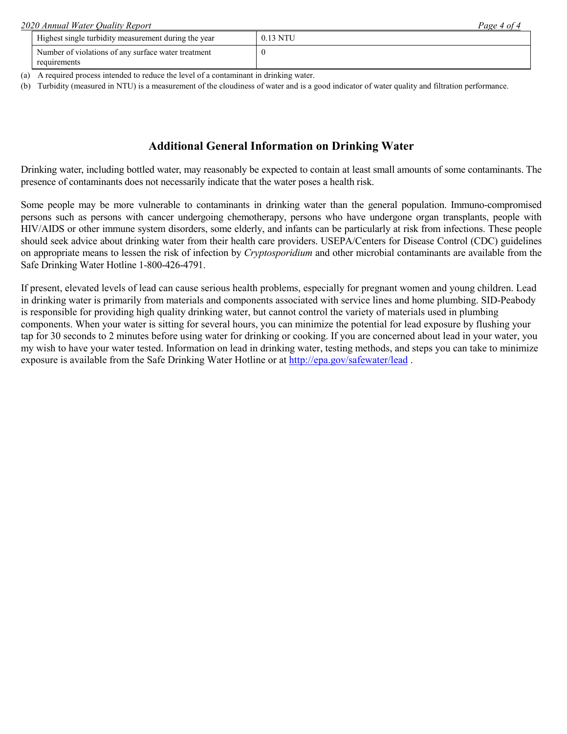| | |
|---|---|
| Highest single turbidity measurement during the year | 0.13 NTU |
| Number of violations of any surface water treatment requirements | 0 |

(a) A required process intended to reduce the level of a contaminant in drinking water.

(b) Turbidity (measured in NTU) is a measurement of the cloudiness of water and is a good indicator of water quality and filtration performance.

## Additional General Information on Drinking Water

Drinking water, including bottled water, may reasonably be expected to contain at least small amounts of some contaminants. The presence of contaminants does not necessarily indicate that the water poses a health risk.

Some people may be more vulnerable to contaminants in drinking water than the general population. Immuno-compromised persons such as persons with cancer undergoing chemotherapy, persons who have undergone organ transplants, people with HIV/AIDS or other immune system disorders, some elderly, and infants can be particularly at risk from infections. These people should seek advice about drinking water from their health care providers. USEPA/Centers for Disease Control (CDC) guidelines on appropriate means to lessen the risk of infection by *Cryptosporidium* and other microbial contaminants are available from the Safe Drinking Water Hotline 1-800-426-4791.

If present, elevated levels of lead can cause serious health problems, especially for pregnant women and young children. Lead in drinking water is primarily from materials and components associated with service lines and home plumbing. SID-Peabody is responsible for providing high quality drinking water, but cannot control the variety of materials used in plumbing components. When your water is sitting for several hours, you can minimize the potential for lead exposure by flushing your tap for 30 seconds to 2 minutes before using water for drinking or cooking. If you are concerned about lead in your water, you my wish to have your water tested. Information on lead in drinking water, testing methods, and steps you can take to minimize exposure is available from the Safe Drinking Water Hotline or at http://epa.gov/safewater/lead .